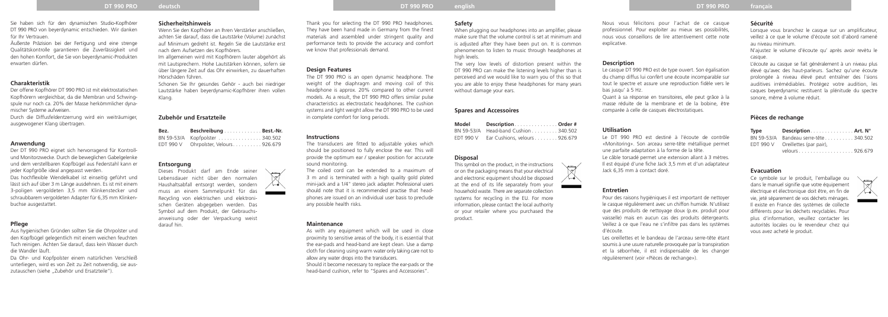Sie haben sich für den dynamischen Studio-Kopfhörer DT 990 PRO von beyerdynamic entschieden. Wir danken für Ihr Vertrauen.

Äußerste Präzision bei der Fertigung und eine strenge Qualitätskontrolle garantieren die Zuverlässigkeit und den hohen Komfort, die Sie von beyerdynamic-Produkten erwarten dürfen.

## Charakteristik

Der offene Kopfhörer DT 990 PRO ist mit elektrostatischen Kopfhörern vergleichbar, da die Membran und Schwingspule nur noch ca. 20% der Masse herkömmlicher dynamischer Systeme aufweisen.

Durch die Diffusfeldentzerrung wird ein weiträumiger, ausgewogener Klang übertragen.

## Anwendung

Der DT 990 PRO eignet sich hervorragend für Kontroll- und Monitorzwecke. Durch die beweglichen Gabelgelenke und den verstellbaren Kopfbügel aus Federstahl kann er jeder Kopfgröße ideal angepasst werden.

Das hochflexible Wendelkabel ist einseitig geführt und lässt sich auf über 3 m Länge ausdehnen. Es ist mit einem 3-poligen vergoldeten 3,5 mm Klinkenstecker und schraubbarem vergoldeten Adapter für 6,35 mm Klinkenbuchse ausgestattet.

## Pflege

Aus hygienischen Gründen sollten Sie die Ohrpolster und den Kopfbügel gelegentlich mit einem weichen feuchten Tuch reinigen. Achten Sie darauf, dass kein Wasser durch die Wandler läuft.

Da Ohr- und Kopfpolster einem natürlichen Verschleiß unterliegen, wird es von Zeit zu Zeit notwendig, sie auszutauschen (siehe „Zubehör und Ersatzteile").

## Sicherheitshinweis

Wenn Sie den Kopfhörer an Ihren Verstärker anschließen, achten Sie darauf, dass die Lautstärke (Volume) zunächst auf Minimum gedreht ist. Regeln Sie die Lautstärke erst nach dem Aufsetzen des Kopfhörers.

Im allgemeinen wird mit Kopfhörern lauter abgehört als mit Lautsprechern. Hohe Lautstärken können, sofern sie über längere Zeit auf das Ohr einwirken, zu dauerhaften Hörschäden führen.

Schonen Sie Ihr gesundes Gehör - auch bei niedriger Lautstärke haben beyerdynamic-Kopfhörer ihren vollen Klang.

## Zubehör und Ersatzteile

| Bez. | Beschreibung | Best.-Nr. |
|---|---|---|
| BN 59-53/A | Kopfpolster | 340.502 |
| EDT 990 V | Ohrpolster, Velours | 926.679 |

## Entsorgung

Dieses Produkt darf am Ende seiner Lebensdauer nicht über den normalen Haushaltsabfall entsorgt werden, sondern muss an einem Sammelpunkt für das Recycling von elektrischen und elektronischen Geräten abgegeben werden. Das Symbol auf dem Produkt, der Gebrauchsanweisung oder der Verpackung weist darauf hin.

Thank you for selecting the DT 990 PRO headphones. They have been hand made in Germany from the finest materials and assembled under stringent quality and performance tests to provide the accuracy and comfort we know that professionals demand.

## Design Features

The DT 990 PRO is an open dynamic headphone. The weight of the diaphragm and moving coil of this headphone is approx. 20% compared to other current models. As a result, the DT 990 PRO offers similar pulse characteristics as electrostatic headphones. The cushion systems and light weight allow the DT 990 PRO to be used in complete comfort for long periods.

## Instructions

The transducers are fitted to adjustable yokes which should be positioned to fully enclose the ear. This will provide the optimum ear / speaker position for accurate sound monitoring.

The coiled cord can be extended to a maximum of 3 m and is terminated with a high quality gold plated mini-jack and a 1/4" stereo jack adapter. Professional users should note that it is recommended practise that headphones are issued on an individual user basis to preclude any possible health risks.

## Maintenance

As with any equipment which will be used in close proximity to sensitive areas of the body, it is essential that the ear-pads and head-band are kept clean. Use a damp cloth for cleaning using warm water only taking care not to allow any water drops into the transducers.

Should it become necessary to replace the ear-pads or the head-band cushion, refer to "Spares and Accessories".

## Safety

When plugging our headphones into an amplifier, please make sure that the volume control is set at minimum and is adjusted after they have been put on. It is common phenomenon to listen to music through headphones at high levels.

The very low levels of distortion present within the DT 990 PRO can make the listening levels higher than is perceived and we would like to warn you of this so that you are able to enjoy these headphones for many years without damage your ears.

## Spares and Accessoires

| Model | Description | Order # |
|---|---|---|
| BN 59-53/A | Head-band Cushion | 340.502 |
| EDT 990 V | Ear Cushions, velours | 926.679 |

## Disposal

This symbol on the product, in the instructions or on the packaging means that your electrical and electronic equipment should be disposed at the end of its life separately from your household waste. There are separate collection systems for recycling in the EU. For more information, please contact the local authority or your retailer where you purchased the product.

Nous vous félicitons pour l'achat de ce casque professionnel. Pour exploiter au mieux ses possibilités, nous vous conseillons de lire attentivement cette note explicative.

## Description

Le casque DT 990 PRO est de type ouvert. Son égalisation du champ diffus lui confèrt une écoute incomparable sur tout le spectre et assure une reproduction fidèle vers le bas jusqu' à 5 Hz.

Quant à sa réponse en transitoires, elle peut grâce à la masse réduite de la membrane et de la bobine, être comparée à celle de casques électrostatiques.

## Utilisation

Le DT 990 PRO est destiné à l'écoute de contrôle «Monitoring». Son arceau serre-tête métallique permet une parfaite adaptation à la forme de la tête.

Le câble torsadé permet une extension allant à 3 mètres. Il est équipé d'une fiche Jack 3,5 mm et d'un adaptateur Jack 6,35 mm à contact doré.

## Entretien

Pour des raisons hygiéniques il est important de nettoyer le casque régulièrement avec un chiffon humide. N'utilisez que des produits de nettoyage doux (p.ex. produit pour vaisselle) mais en aucun cas des produits détergeants. Veillez à ce que l'eau ne s'infiltre pas dans les systèmes d'écoute.

Les oreillettes et le bandeau de l'arceau serre-tête étant soumis à une usure naturelle provoquée par la transpiration et la séborrhée, il est indispensable de les changer régulièrement (voir «Pièces de rechange»).

## Sécurité

Lorsque vous branchez le casque sur un amplificateur, veillez à ce que le volume d'écoute soit d'abord ramené au niveau minimum.

N'ajustez le volume d'écoute qu' après avoir revêtu le casque.

L'écoute au casque se fait généralement à un niveau plus élevé qu'avec des haut-parleurs. Sachez qu'une écoute prolongée à niveau élevé peut entraîner des l'sions auditives irrémédiables. Protégez votre audition, les caques beyerdynamic restituent la plénitude du spectre sonore, même à volume réduit.

## Pièces de rechange

| Type | Description | Art. N° |
|---|---|---|
| BN 59-53/A | Bandeau serre-tête | 340.502 |
| EDT 990 V | Oreillettes (par pair), velours | 926.679 |

## Evacuation

Ce symbole sur le produit, l'emballage ou dans le manuel signifie que votre équipement électrique et électronique doit être, en fin de vie, jeté séparement de vos déchets ménages. Il existe en France des systèmes de collecte différents pour les déchets recyclables. Pour plus d'information, veuillez contacter les autorités locales ou le revendeur chez qui vous avez acheté le produit.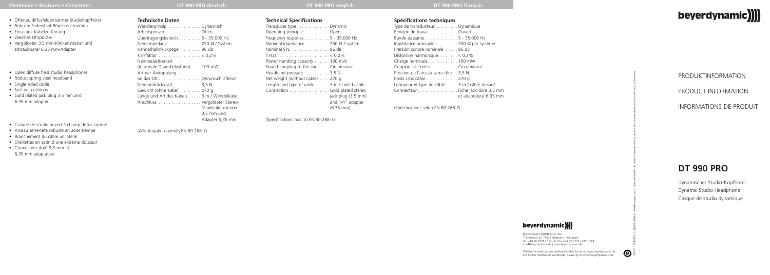## Merkmale • Features • Caractères

- Offener, diffusfeldentzerrter Studiokopfhörer
- Robuste Federstahl-Bügelkonstruktion
- Einseitige Kabelzuführung
- Weiches Ohrpolster
- Vergoldeter 3,5 mm-Klinkenstecker und schraubbarer 6,35 mm-Adapter

- Open diffuse field studio headphones
- Robust spring steel headband
- Single sided cable
- Soft ear cushions
- Gold plated jack plug 3.5 mm and 6.35 mm adapter

- Casque de studio ouvert à champ diffus corrigé
- Arceau serre-tête robuste en acier trempé
- Branchement du câble unilateral
- Oreillettes en satin d'une extrême douceur
- Connecteur doré 3,5 mm et 6,35 mm adaptateur

## DT 990 PRO deutsch

### Technische Daten

| | |
|---|---|
| Wandlerprinzip | Dynamisch |
| Arbeitsprinzip | Offen |
| Übertragungsbereich | 5 - 35.000 Hz |
| Nennimpedanz | 250 Ω / System |
| Kennschalldruckpegel | 96 dB |
| Klirrfaktor | < 0,2% |
| Nennbelastbarkeit (maximale Dauerbelastung) | 100 mW |
| Art der Ankopplung an das Ohr | Ohrumschließend |
| Nennandrückkraft | 3,5 N |
| Gewicht (ohne Kabel) | 270 g |
| Länge und Art des Kabels | 3 m / Wendelkabel |
| Anschluss | Vergoldeter Stereo-Miniklinkenstecker 3,5 mm und Adapter 6,35 mm |

(Alle Angaben gemäß EN 60 268-7)

## DT 990 PRO english

### Technical Specifications

| | |
|---|---|
| Transducer type | Dynamic |
| Operating principle | Open |
| Frequency response | 5 - 35,000 Hz |
| Nominal impedance | 250 Ω / system |
| Nominal SPL | 96 dB |
| T.H.D. | < 0.2% |
| Power handling capacity | 100 mW |
| Sound coupling to the ear | Circumaural |
| Headband pressure | 3.5 N |
| Net weight (without cable) | 270 g |
| Length and type of cable | 3 m / coiled cable |
| Connection | Gold plated stereo jack plug (3.5 mm) and 1/4" adapter (6.35 mm) |

(Specifications acc. to EN 60 268-7)

## DT 990 PRO français

### Spécifications techniques

| | |
|---|---|
| Type de transducteur | Dynamique |
| Principe de travail | Ouvert |
| Bande passante | 5 - 35.000 Hz |
| Impédance nominale | 250 Ω par système |
| Pression sonore nominale | 96 dB |
| Distorsion harmonique | < 0,2% |
| Charge nominale | 100 mW |
| Couplage à l'oreille | Circumaural |
| Pression de l'arceau serre-tête | 3,5 N |
| Poids sans câble | 270 g |
| Longueur et type de câble | 3 m / câble torsadé |
| Connecteur | Fiche jack doré 3,5 mm et adaptateur 6,35 mm |

(Spécifications selon EN 60 268-7)

beyerdynamic

PRODUKTINFORMATION

PRODUCT INFORMATION

INFORMATIONS DE PRODUIT

# DT 990 PRO

Dynamischer Studio-Kopfhörer
Dynamic Studio Headphone
Casque de studio dynamique

beyerdynamic

beyerdynamic GmbH & Co. KG
Theresienstr. 8 | 74072 Heilbronn – Germany
Tel. +49 (0) 7131 / 617 - 0 | Fax +49 (0) 7131 / 617 - 224
info@beyerdynamic.de | www.beyerdynamic.de

Weitere Vertriebspartner weltweit finden Sie unter www.beyerdynamic.de
For further distributors worldwide, please go to www.beyerdynamic.com